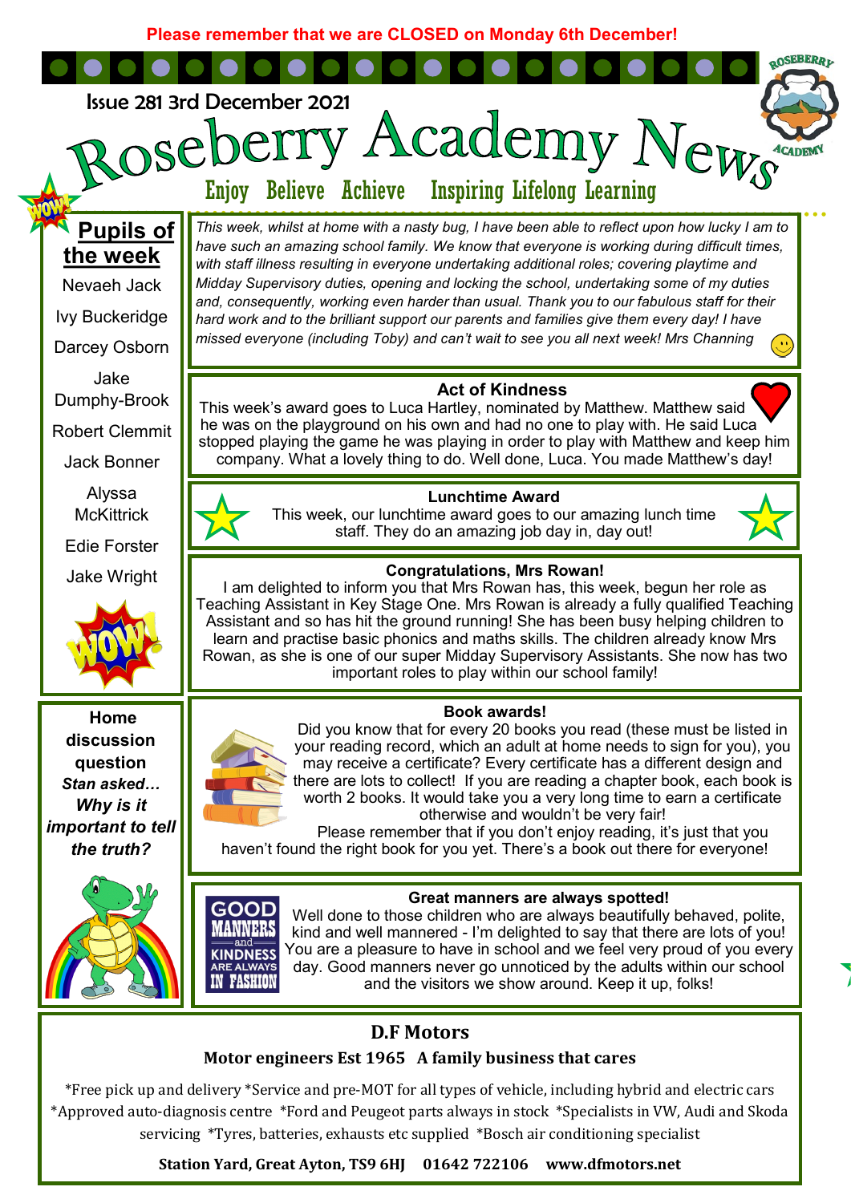**Please remember that we are CLOSED on Monday 6th December!**

Issue 281 3rd December 2021

# Roseberry Academy News

**Enjoy Believe Achieve Inspiring Lifelong Learning**

*This week, whilst at home with a nasty bug, I have been able to reflect upon how lucky I am to have such an amazing school family. We know that everyone is working during difficult times, with staff illness resulting in everyone undertaking additional roles; covering playtime and Midday Supervisory duties, opening and locking the school, undertaking some of my duties and, consequently, working even harder than usual. Thank you to our fabulous staff for their hard work and to the brilliant support our parents and families give them every day! I have missed everyone (including Toby) and can't wait to see you all next week! Mrs Channing*

## Pupils of the week

Nevaeh Jack

Ivy Buckeridge

Darcey Osborn

Jake Dumphy-Brook

Robert Clemmit

Jack Bonner

Alyssa McKittrick

Edie Forster

Jake Wright

### Act of Kindness

This week's award goes to Luca Hartley, nominated by Matthew. Matthew said he was on the playground on his own and had no one to play with. He said Luca stopped playing the game he was playing in order to play with Matthew and keep him company. What a lovely thing to do. Well done, Luca. You made Matthew's day!

### Lunchtime Award

This week, our lunchtime award goes to our amazing lunch time staff. They do an amazing job day in, day out!

### Congratulations, Mrs Rowan!

I am delighted to inform you that Mrs Rowan has, this week, begun her role as Teaching Assistant in Key Stage One. Mrs Rowan is already a fully qualified Teaching Assistant and so has hit the ground running! She has been busy helping children to learn and practise basic phonics and maths skills. The children already know Mrs Rowan, as she is one of our super Midday Supervisory Assistants. She now has two important roles to play within our school family!

### Home discussion question

***Stan asked…***

***Why is it important to tell the truth?***

### Book awards!

Did you know that for every 20 books you read (these must be listed in your reading record, which an adult at home needs to sign for you), you may receive a certificate? Every certificate has a different design and there are lots to collect! If you are reading a chapter book, each book is worth 2 books. It would take you a very long time to earn a certificate otherwise and wouldn't be very fair!

Please remember that if you don't enjoy reading, it's just that you haven't found the right book for you yet. There's a book out there for everyone!

### Great manners are always spotted!

Well done to those children who are always beautifully behaved, polite, kind and well mannered - I'm delighted to say that there are lots of you! You are a pleasure to have in school and we feel very proud of you every day. Good manners never go unnoticed by the adults within our school and the visitors we show around. Keep it up, folks!

### D.F Motors

**Motor engineers Est 1965 A family business that cares**

*Free pick up and delivery *Service and pre-MOT for all types of vehicle, including hybrid and electric cars *Approved auto-diagnosis centre *Ford and Peugeot parts always in stock *Specialists in VW, Audi and Skoda servicing *Tyres, batteries, exhausts etc supplied *Bosch air conditioning specialist

**Station Yard, Great Ayton, TS9 6HJ 01642 722106 www.dfmotors.net**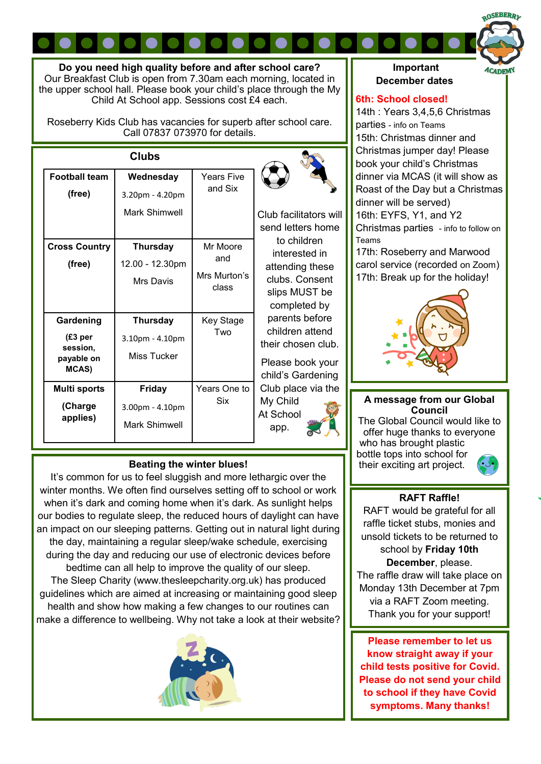**Do you need high quality before and after school care?**
Our Breakfast Club is open from 7.30am each morning, located in the upper school hall. Please book your child's place through the My Child At School app. Sessions cost £4 each.

Roseberry Kids Club has vacancies for superb after school care. Call 07837 073970 for details.

## Clubs

| | | |
|---|---|---|
| **Football team** **(free)** | **Wednesday** 3.20pm - 4.20pm Mark Shimwell | Years Five and Six |
| **Cross Country** **(free)** | **Thursday** 12.00 - 12.30pm Mrs Davis | Mr Moore and Mrs Murton's class |
| **Gardening** **(£3 per session, payable on MCAS)** | **Thursday** 3.10pm - 4.10pm Miss Tucker | Key Stage Two |
| **Multi sports** **(Charge applies)** | **Friday** 3.00pm - 4.10pm Mark Shimwell | Years One to Six |

Club facilitators will send letters home to children interested in attending these clubs. Consent slips MUST be completed by parents before children attend their chosen club.

Please book your child's Gardening Club place via the My Child At School app.

**Beating the winter blues!**
It's common for us to feel sluggish and more lethargic over the winter months. We often find ourselves setting off to school or work when it's dark and coming home when it's dark. As sunlight helps our bodies to regulate sleep, the reduced hours of daylight can have an impact on our sleeping patterns. Getting out in natural light during the day, maintaining a regular sleep/wake schedule, exercising during the day and reducing our use of electronic devices before bedtime can all help to improve the quality of our sleep.
The Sleep Charity (www.thesleepcharity.org.uk) has produced guidelines which are aimed at increasing or maintaining good sleep health and show how making a few changes to our routines can make a difference to wellbeing. Why not take a look at their website?

**Important December dates**

**6th: School closed!**
14th : Years 3,4,5,6 Christmas parties - info on Teams
15th: Christmas dinner and Christmas jumper day! Please book your child's Christmas dinner via MCAS (it will show as Roast of the Day but a Christmas dinner will be served)
16th: EYFS, Y1, and Y2 Christmas parties - info to follow on Teams
17th: Roseberry and Marwood carol service (recorded on Zoom)
17th: Break up for the holiday!

**A message from our Global Council**
The Global Council would like to offer huge thanks to everyone who has brought plastic bottle tops into school for their exciting art project.

**RAFT Raffle!**
RAFT would be grateful for all raffle ticket stubs, monies and unsold tickets to be returned to school by **Friday 10th December**, please.
The raffle draw will take place on Monday 13th December at 7pm via a RAFT Zoom meeting.
Thank you for your support!

**Please remember to let us know straight away if your child tests positive for Covid. Please do not send your child to school if they have Covid symptoms. Many thanks!**